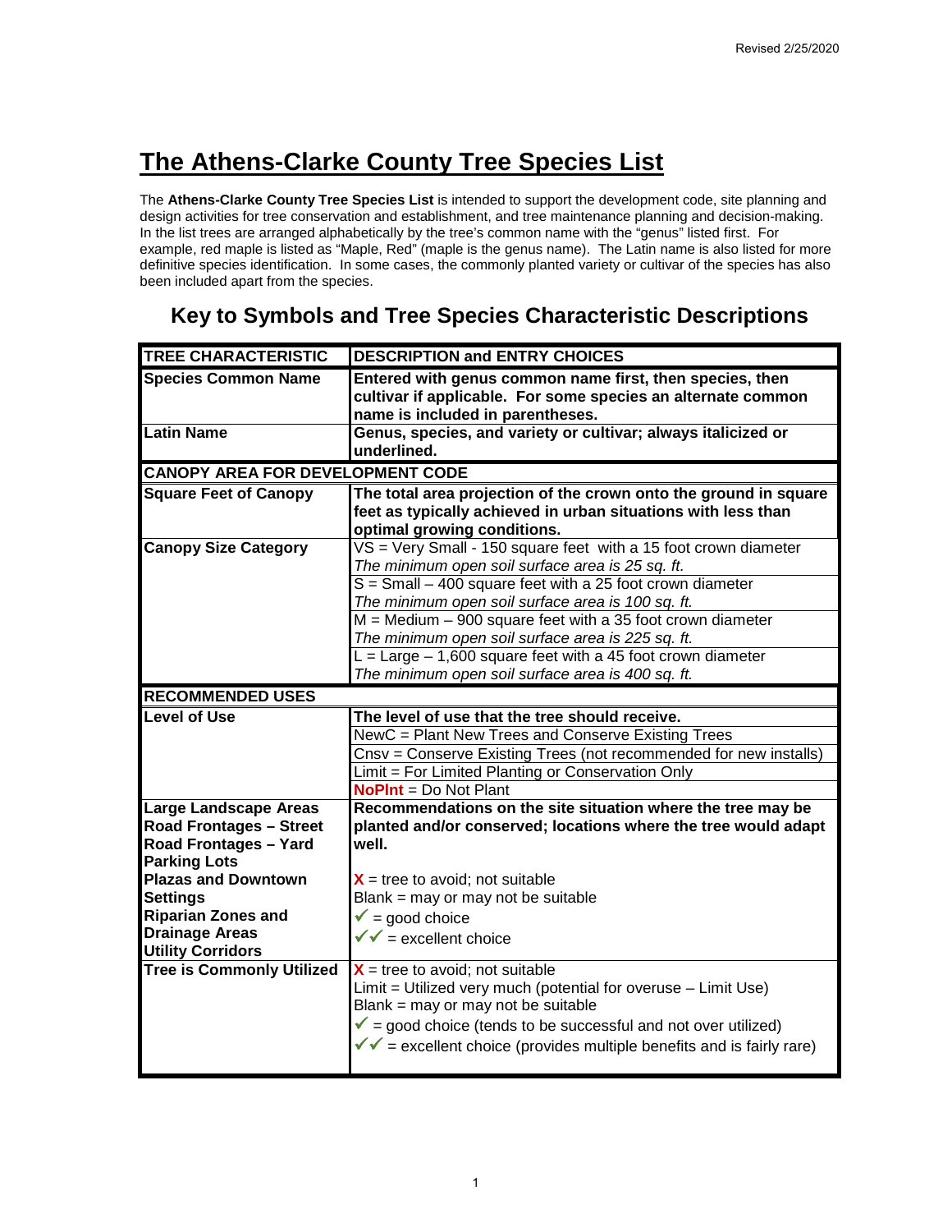# The Athens-Clarke County Tree Species List

The **Athens-Clarke County Tree Species List** is intended to support the development code, site planning and design activities for tree conservation and establishment, and tree maintenance planning and decision-making. In the list trees are arranged alphabetically by the tree's common name with the "genus" listed first. For example, red maple is listed as "Maple, Red" (maple is the genus name). The Latin name is also listed for more definitive species identification. In some cases, the commonly planted variety or cultivar of the species has also been included apart from the species.

## Key to Symbols and Tree Species Characteristic Descriptions

| TREE CHARACTERISTIC | DESCRIPTION and ENTRY CHOICES |
|---|---|
| **Species Common Name** | **Entered with genus common name first, then species, then cultivar if applicable. For some species an alternate common name is included in parentheses.** |
| **Latin Name** | **Genus, species, and variety or cultivar; always italicized or underlined.** |
| **CANOPY AREA FOR DEVELOPMENT CODE** | |
| **Square Feet of Canopy** | **The total area projection of the crown onto the ground in square feet as typically achieved in urban situations with less than optimal growing conditions.** |
| **Canopy Size Category** | VS = Very Small - 150 square feet with a 15 foot crown diameter<br>*The minimum open soil surface area is 25 sq. ft.* |
| | S = Small – 400 square feet with a 25 foot crown diameter<br>*The minimum open soil surface area is 100 sq. ft.* |
| | M = Medium – 900 square feet with a 35 foot crown diameter<br>*The minimum open soil surface area is 225 sq. ft.* |
| | L = Large – 1,600 square feet with a 45 foot crown diameter<br>*The minimum open soil surface area is 400 sq. ft.* |
| **RECOMMENDED USES** | |
| **Level of Use** | **The level of use that the tree should receive.** |
| | NewC = Plant New Trees and Conserve Existing Trees |
| | Cnsv = Conserve Existing Trees (not recommended for new installs) |
| | Limit = For Limited Planting or Conservation Only |
| | **NoPlnt** = Do Not Plant |
| **Large Landscape Areas**<br>**Road Frontages – Street**<br>**Road Frontages – Yard**<br>**Parking Lots**<br>**Plazas and Downtown Settings**<br>**Riparian Zones and Drainage Areas**<br>**Utility Corridors** | **Recommendations on the site situation where the tree may be planted and/or conserved; locations where the tree would adapt well.**<br><br>**X** = tree to avoid; not suitable<br>Blank = may or may not be suitable<br>✓ = good choice<br>✓✓ = excellent choice |
| **Tree is Commonly Utilized** | **X** = tree to avoid; not suitable<br>Limit = Utilized very much (potential for overuse – Limit Use)<br>Blank = may or may not be suitable<br>✓ = good choice (tends to be successful and not over utilized)<br>✓✓ = excellent choice (provides multiple benefits and is fairly rare) |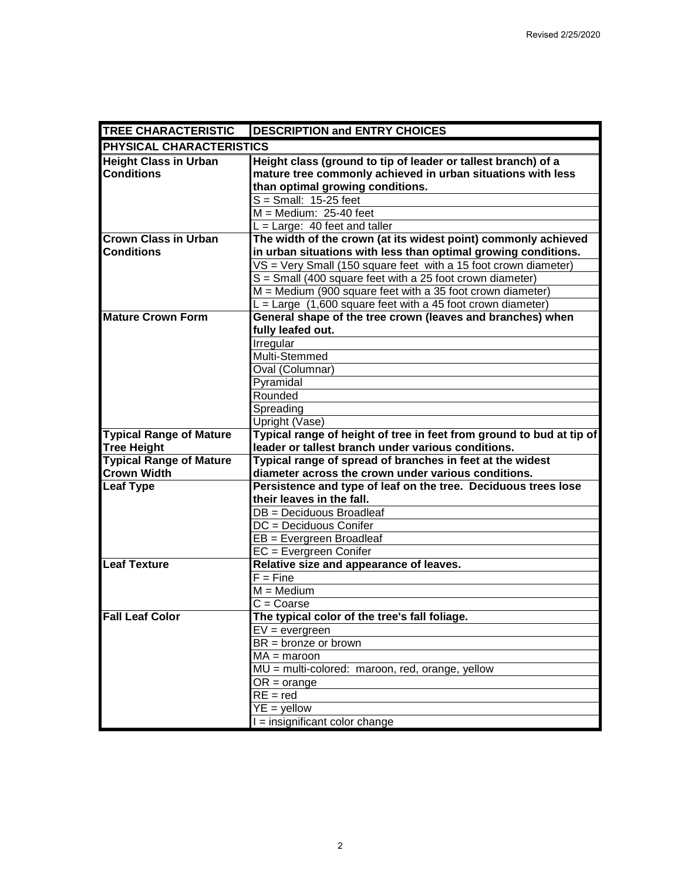| TREE CHARACTERISTIC | DESCRIPTION and ENTRY CHOICES |
|---|---|
| **PHYSICAL CHARACTERISTICS** | |
| **Height Class in Urban Conditions** | **Height class (ground to tip of leader or tallest branch) of a mature tree commonly achieved in urban situations with less than optimal growing conditions.** |
| | S = Small: 15-25 feet |
| | M = Medium: 25-40 feet |
| | L = Large: 40 feet and taller |
| **Crown Class in Urban Conditions** | **The width of the crown (at its widest point) commonly achieved in urban situations with less than optimal growing conditions.** |
| | VS = Very Small (150 square feet with a 15 foot crown diameter) |
| | S = Small (400 square feet with a 25 foot crown diameter) |
| | M = Medium (900 square feet with a 35 foot crown diameter) |
| | L = Large (1,600 square feet with a 45 foot crown diameter) |
| **Mature Crown Form** | **General shape of the tree crown (leaves and branches) when fully leafed out.** |
| | Irregular |
| | Multi-Stemmed |
| | Oval (Columnar) |
| | Pyramidal |
| | Rounded |
| | Spreading |
| | Upright (Vase) |
| **Typical Range of Mature Tree Height** | **Typical range of height of tree in feet from ground to bud at tip of leader or tallest branch under various conditions.** |
| **Typical Range of Mature Crown Width** | **Typical range of spread of branches in feet at the widest diameter across the crown under various conditions.** |
| **Leaf Type** | **Persistence and type of leaf on the tree. Deciduous trees lose their leaves in the fall.** |
| | DB = Deciduous Broadleaf |
| | DC = Deciduous Conifer |
| | EB = Evergreen Broadleaf |
| | EC = Evergreen Conifer |
| **Leaf Texture** | **Relative size and appearance of leaves.** |
| | F = Fine |
| | M = Medium |
| | C = Coarse |
| **Fall Leaf Color** | **The typical color of the tree's fall foliage.** |
| | EV = evergreen |
| | BR = bronze or brown |
| | MA = maroon |
| | MU = multi-colored: maroon, red, orange, yellow |
| | OR = orange |
| | RE = red |
| | YE = yellow |
| | I = insignificant color change |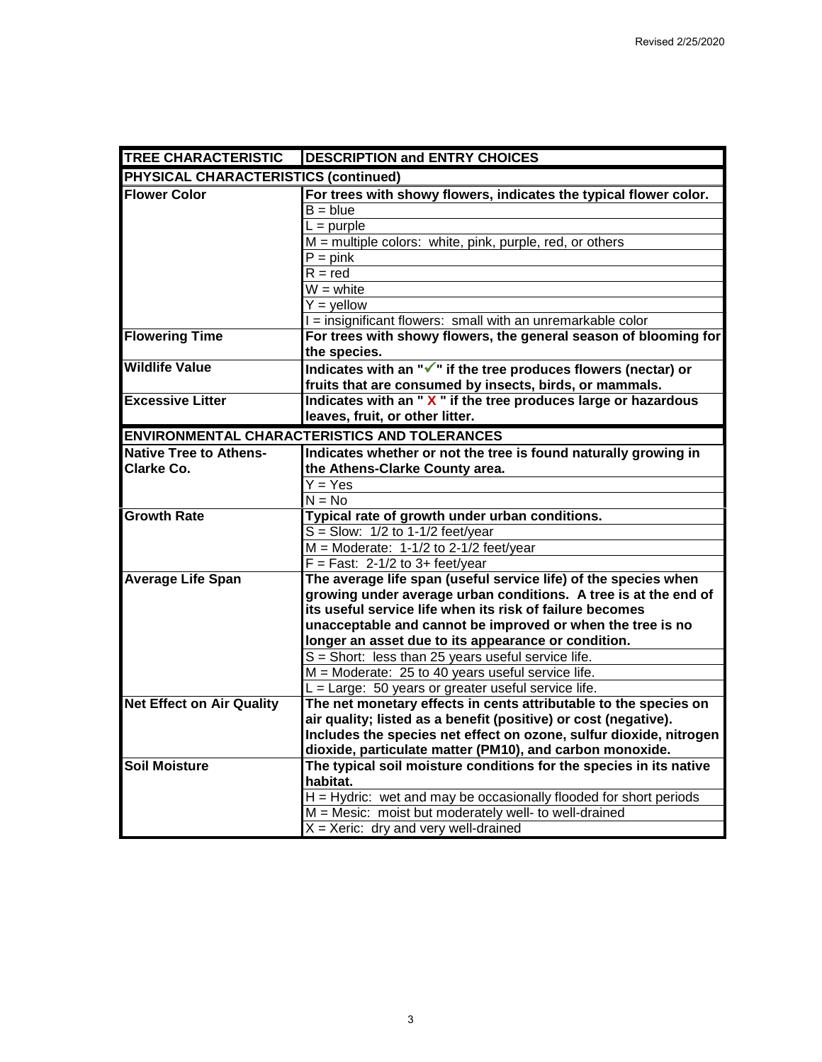| TREE CHARACTERISTIC | DESCRIPTION and ENTRY CHOICES |
|---|---|
| **PHYSICAL CHARACTERISTICS (continued)** | |
| **Flower Color** | **For trees with showy flowers, indicates the typical flower color.** |
| | B = blue |
| | L = purple |
| | M = multiple colors: white, pink, purple, red, or others |
| | P = pink |
| | R = red |
| | W = white |
| | Y = yellow |
| | I = insignificant flowers: small with an unremarkable color |
| **Flowering Time** | **For trees with showy flowers, the general season of blooming for the species.** |
| **Wildlife Value** | **Indicates with an "✓" if the tree produces flowers (nectar) or fruits that are consumed by insects, birds, or mammals.** |
| **Excessive Litter** | **Indicates with an " X " if the tree produces large or hazardous leaves, fruit, or other litter.** |
| **ENVIRONMENTAL CHARACTERISTICS AND TOLERANCES** | |
| **Native Tree to Athens-Clarke Co.** | **Indicates whether or not the tree is found naturally growing in the Athens-Clarke County area.** |
| | Y = Yes |
| | N = No |
| **Growth Rate** | **Typical rate of growth under urban conditions.** |
| | S = Slow: 1/2 to 1-1/2 feet/year |
| | M = Moderate: 1-1/2 to 2-1/2 feet/year |
| | F = Fast: 2-1/2 to 3+ feet/year |
| **Average Life Span** | **The average life span (useful service life) of the species when growing under average urban conditions. A tree is at the end of its useful service life when its risk of failure becomes unacceptable and cannot be improved or when the tree is no longer an asset due to its appearance or condition.** |
| | S = Short: less than 25 years useful service life. |
| | M = Moderate: 25 to 40 years useful service life. |
| | L = Large: 50 years or greater useful service life. |
| **Net Effect on Air Quality** | **The net monetary effects in cents attributable to the species on air quality; listed as a benefit (positive) or cost (negative). Includes the species net effect on ozone, sulfur dioxide, nitrogen dioxide, particulate matter (PM10), and carbon monoxide.** |
| **Soil Moisture** | **The typical soil moisture conditions for the species in its native habitat.** |
| | H = Hydric: wet and may be occasionally flooded for short periods |
| | M = Mesic: moist but moderately well- to well-drained |
| | X = Xeric: dry and very well-drained |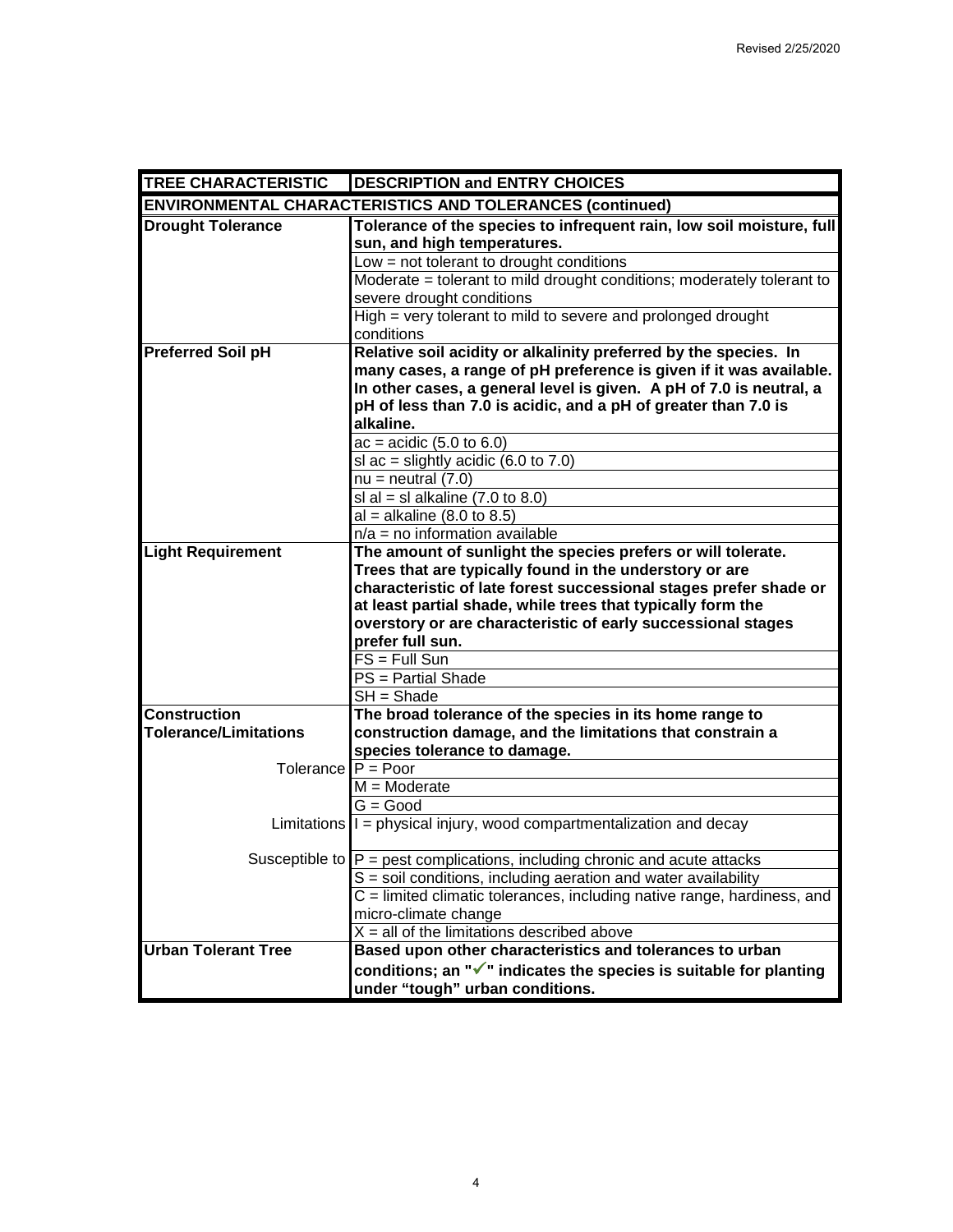| TREE CHARACTERISTIC | DESCRIPTION and ENTRY CHOICES |
|---|---|
| **ENVIRONMENTAL CHARACTERISTICS AND TOLERANCES (continued)** | |
| **Drought Tolerance** | **Tolerance of the species to infrequent rain, low soil moisture, full sun, and high temperatures.** |
| | Low = not tolerant to drought conditions |
| | Moderate = tolerant to mild drought conditions; moderately tolerant to severe drought conditions |
| | High = very tolerant to mild to severe and prolonged drought conditions |
| **Preferred Soil pH** | **Relative soil acidity or alkalinity preferred by the species. In many cases, a range of pH preference is given if it was available. In other cases, a general level is given. A pH of 7.0 is neutral, a pH of less than 7.0 is acidic, and a pH of greater than 7.0 is alkaline.** |
| | ac = acidic (5.0 to 6.0) |
| | sl ac = slightly acidic (6.0 to 7.0) |
| | nu = neutral (7.0) |
| | sl al = sl alkaline (7.0 to 8.0) |
| | al = alkaline (8.0 to 8.5) |
| | n/a = no information available |
| **Light Requirement** | **The amount of sunlight the species prefers or will tolerate. Trees that are typically found in the understory or are characteristic of late forest successional stages prefer shade or at least partial shade, while trees that typically form the overstory or are characteristic of early successional stages prefer full sun.** |
| | FS = Full Sun |
| | PS = Partial Shade |
| | SH = Shade |
| **Construction Tolerance/Limitations** | **The broad tolerance of the species in its home range to construction damage, and the limitations that constrain a species tolerance to damage.** |
| Tolerance | P = Poor |
| | M = Moderate |
| | G = Good |
| Limitations | I = physical injury, wood compartmentalization and decay |
| Susceptible to | P = pest complications, including chronic and acute attacks |
| | S = soil conditions, including aeration and water availability |
| | C = limited climatic tolerances, including native range, hardiness, and micro-climate change |
| | X = all of the limitations described above |
| **Urban Tolerant Tree** | **Based upon other characteristics and tolerances to urban conditions; an "✓" indicates the species is suitable for planting under "tough" urban conditions.** |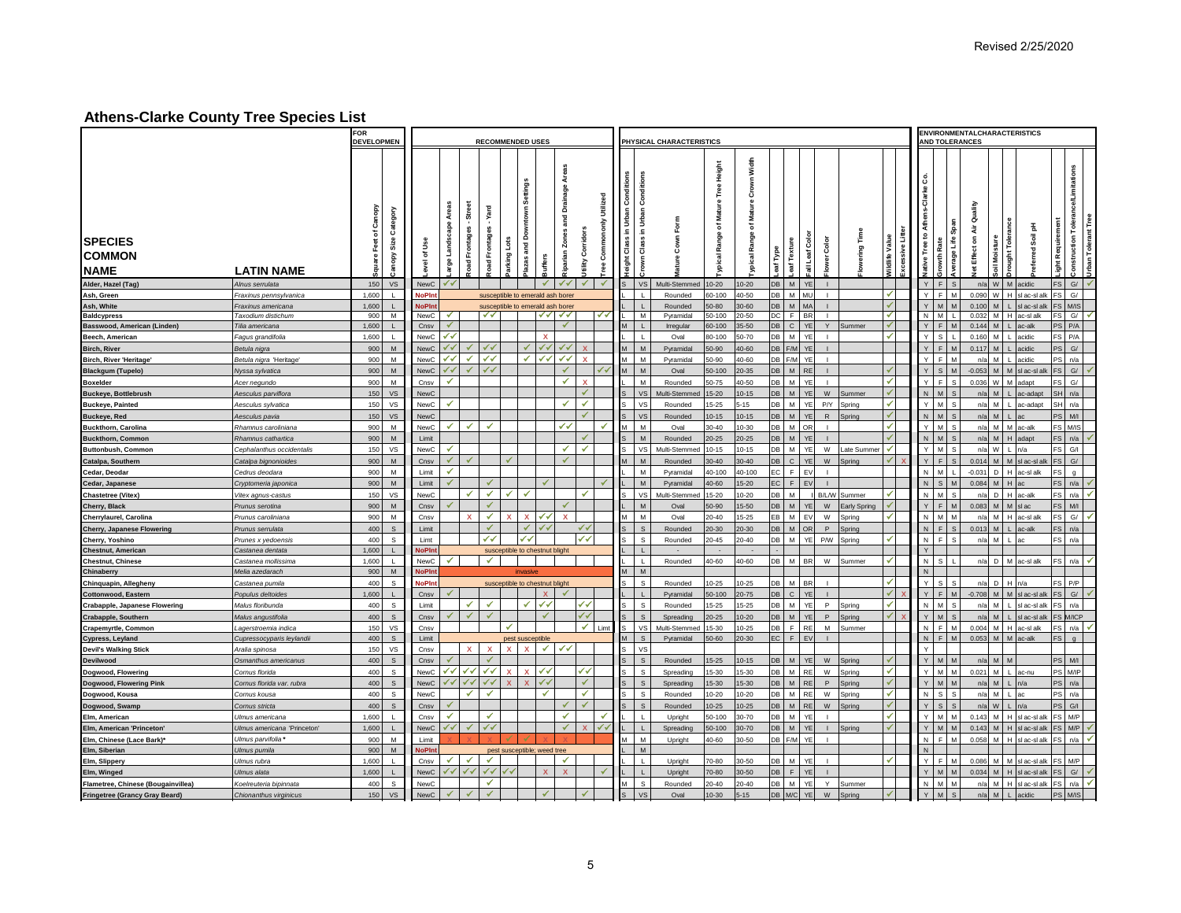## Athens-Clarke County Tree Species List

| SPECIES COMMON NAME | LATIN NAME | FOR DEVELOPMENT | | RECOMMENDED USES | | | | | | | | | | PHYSICAL CHARACTERISTICS | | | | | | | | | | | | ENVIRONMENTAL CHARACTERISTICS AND TOLERANCES | | | | | | | | | |
|---|---|---|---|---|---|---|---|---|---|---|---|---|---|---|---|---|---|---|---|---|---|---|---|---|---|---|---|---|---|---|---|---|---|---|---|
| | | Square Feet of Canopy | Canopy Size Category | Level of Use | Large Landscape Areas | Road Frontages - Street | Road Frontages - Yard | Parking Lots | Plazas and Downtown Settings | Buffers | Riparian Zones and Drainage Areas | Utility Corridors | Tree Commonly Utilized | Height Class in Urban Conditions | Crown Class in Urban Conditions | Mature Crown Form | Typical Range of Mature Tree Height | Typical Range of Mature Crown Width | Leaf Type | Leaf Texture | Fall Leaf Color | Flower Color | Flowering Time | Wildlife Value | Excessive Litter | Native Tree to Athens-Clarke Co. | Growth Rate | Average Life Span | Net Effect on Air Quality | Soil Moisture | Drought Tolerance | Preferred Soil pH | Light Requirement | Construction Tolerance/Limitations | Urban Tolerant Tree |
| Alder, Hazel (Tag) | *Alnus serrulata* | 150 | VS | NewC | ✓✓ | | | | | ✓ | ✓✓ | ✓ | ✓ | S | VS | Multi-Stemmed | 10-20 | 10-20 | DB | M | YE | I | | | | Y | F | S | n/a | W | M | acidic | FS | G/ | ✓ |
| Ash, Green | *Fraxinus pennsylvanica* | 1,600 | L | NoPlnt | susceptible to emerald ash borer | | | | | | | | | L | L | Rounded | 60-100 | 40-50 | DB | M | MU | I | | ✓ | | Y | F | M | 0.090 | W | H | sl ac-sl alk | FS | G/ | |
| Ash, White | *Fraxinus americana* | 1,600 | L | NoPlnt | susceptible to emerald ash borer | | | | | | | | | L | L | Rounded | 50-80 | 30-60 | DB | M | MA | I | | ✓ | | Y | M | M | 0.100 | M | L | sl ac-sl alk | FS | M/S | |
| Baldcypress | *Taxodium distichum* | 900 | M | NewC | ✓ | | ✓✓ | | | ✓✓ | ✓✓ | | ✓✓ | L | M | Pyramidal | 50-100 | 20-50 | DC | F | BR | I | | | | N | M | L | 0.032 | M | H | ac-sl alk | FS | G/ | ✓ |
| Basswood, American (Linden) | *Tilia americana* | 1,600 | L | Cnsv | ✓ | | | | | | ✓ | | | M | L | Irregular | 60-100 | 35-50 | DB | C | YE | Y | Summer | ✓ | | Y | F | M | 0.144 | M | L | ac-alk | PS | P/A | |
| Beech, American | *Fagus grandifolia* | 1,600 | L | NewC | ✓✓ | | | | | X | | | | L | L | Oval | 80-100 | 50-70 | DB | M | YE | I | | ✓ | | Y | S | L | 0.160 | M | L | acidic | FS | P/A | |
| Birch, River | *Betula nigra* | 900 | M | NewC | ✓✓ | ✓ | ✓✓ | | ✓ | ✓✓ | ✓✓ | X | | M | M | Pyramidal | 50-90 | 40-60 | DB | F/M | YE | I | | | | Y | F | M | 0.117 | M | L | acidic | PS | G/ | |
| Birch, River 'Heritage' | *Betula nigra 'Heritage'* | 900 | M | NewC | ✓✓ | ✓ | ✓✓ | | ✓ | ✓✓ | ✓✓ | X | | M | M | Pyramidal | 50-90 | 40-60 | DB | F/M | YE | I | | | | Y | F | M | n/a | M | L | acidic | PS | n/a | |
| Blackgum (Tupelo) | *Nyssa sylvatica* | 900 | M | NewC | ✓✓ | ✓ | ✓✓ | | | | ✓ | | ✓✓ | M | M | Oval | 50-100 | 20-35 | DB | M | RE | I | | ✓ | | Y | S | M | -0.053 | M | M | sl ac-sl alk | FS | G/ | ✓ |
| Boxelder | *Acer negundo* | 900 | M | Cnsv | ✓ | | | | | | ✓ | X | | L | M | Rounded | 50-75 | 40-50 | DB | M | YE | I | | ✓ | | Y | F | S | 0.036 | W | M | adapt | FS | G/ | |
| Buckeye, Bottlebrush | *Aesculus parviflora* | 150 | VS | NewC | | | | | | | | ✓ | | S | VS | Multi-Stemmed | 15-20 | 10-15 | DB | M | YE | W | Summer | ✓ | | N | M | S | n/a | M | L | ac-adapt | SH | n/a | |
| Buckeye, Painted | *Aesculus sylvatica* | 150 | VS | NewC | ✓ | | | | | | ✓ | ✓ | | S | VS | Rounded | 15-25 | 5-15 | DB | M | YE | P/Y | Spring | ✓ | | Y | M | S | n/a | M | L | ac-adapt | SH | n/a | |
| Buckeye, Red | *Aesculus pavia* | 150 | VS | NewC | | | | | | | | ✓ | | S | VS | Rounded | 10-15 | 10-15 | DB | M | YE | R | Spring | ✓ | | N | M | S | n/a | M | L | ac | PS | M/I | |
| Buckthorn, Carolina | *Rhamnus caroliniana* | 900 | M | NewC | ✓ | ✓ | ✓ | | | | ✓✓ | | ✓ | M | M | Oval | 30-40 | 10-30 | DB | M | OR | I | | ✓ | | Y | M | S | n/a | M | M | ac-alk | FS | M/IS | |
| Buckthorn, Common | *Rhamnus cathartica* | 900 | M | Limit | | | | | | | | ✓ | | S | M | Rounded | 20-25 | 20-25 | DB | M | YE | I | | ✓ | | N | M | S | n/a | M | H | adapt | FS | n/a | ✓ |
| Buttonbush, Common | *Cephalanthus occidentalis* | 150 | VS | NewC | ✓ | | | | | | ✓ | ✓ | | S | VS | Multi-Stemmed | 10-15 | 10-15 | DB | M | YE | W | Late Summer | ✓ | | Y | M | S | n/a | W | L | n/a | FS | G/I | |
| Catalpa, Southern | *Catalpa bignonioides* | 900 | M | Cnsv | ✓ | ✓ | | ✓ | | | ✓ | | | M | M | Rounded | 30-40 | 30-40 | DB | C | YE | W | Spring | ✓ | X | Y | F | S | 0.014 | M | M | sl ac-sl alk | FS | G/ | |
| Cedar, Deodar | *Cedrus deodara* | 900 | M | Limit | ✓ | | | | | | | | | L | M | Pyramidal | 40-100 | 40-100 | EC | F | EV | I | | | | N | M | L | -0.031 | D | H | sl ac-sl alk | FS | g | |
| Cedar, Japanese | *Cryptomeria japonica* | 900 | M | Limit | ✓ | | ✓ | | | ✓ | | | ✓ | L | M | Pyramidal | 40-60 | 15-20 | EC | F | EV | I | | | | N | S | M | 0.084 | M | H | ac | FS | n/a | ✓ |
| Chastetree (Vitex) | *Vitex agnus-castus* | 150 | VS | NewC | | ✓ | ✓ | ✓ | ✓ | | | ✓ | | S | VS | Multi-Stemmed | 15-20 | 10-20 | DB | M | I | B/L/W | Summer | ✓ | | N | M | S | n/a | D | H | ac-alk | FS | n/a | ✓ |
| Cherry, Black | *Prunus serotina* | 900 | M | Cnsv | ✓ | | ✓ | | | | ✓ | | | L | M | Oval | 50-90 | 15-50 | DB | M | YE | W | Early Spring | ✓ | | Y | F | M | 0.083 | M | M | sl ac | FS | M/I | |
| Cherrylaurel, Carolina | *Prunus caroliniana* | 900 | M | Cnsv | | X | ✓ | X | X | ✓✓ | X | | | M | M | Oval | 20-40 | 15-25 | EB | M | EV | W | Spring | ✓ | | N | M | M | n/a | M | H | ac-sl alk | FS | G/ | ✓ |
| Cherry, Japanese Flowering | *Prunus serrulata* | 400 | S | Limit | | | ✓ | | ✓ | ✓✓ | | ✓✓ | | S | S | Rounded | 20-30 | 20-30 | DB | M | OR | P | Spring | | | N | F | S | 0.013 | M | L | ac-alk | FS | n/a | |
| Cherry, Yoshino | *Prunes x yedoensis* | 400 | S | Limt | | | ✓✓ | | ✓✓ | | | ✓✓ | | S | S | Rounded | 20-45 | 20-40 | DB | M | YE | P/W | Spring | ✓ | | N | F | S | n/a | M | L | ac | FS | n/a | |
| Chestnut, American | *Castanea dentata* | 1,600 | L | NoPlnt | susceptible to chestnut blight | | | | | | | | | L | L | - | - | - | - | | | | | | | Y | | | | | | | | | |
| Chestnut, Chinese | *Castanea mollissima* | 1,600 | L | NewC | ✓ | | ✓ | | | | | | | L | L | Rounded | 40-60 | 40-60 | DB | M | BR | W | Summer | ✓ | | N | S | L | n/a | D | M | ac-sl alk | FS | n/a | ✓ |
| Chinaberry | *Melia azedarach* | 900 | M | NoPlnt | invasive | | | | | | | | | M | M | | | | | | | | | | | N | | | | | | | | | |
| Chinquapin, Allegheny | *Castanea pumila* | 400 | S | NoPlnt | susceptible to chestnut blight | | | | | | | | | S | S | Rounded | 10-25 | 10-25 | DB | M | BR | I | | ✓ | | Y | S | S | n/a | D | H | n/a | FS | P/P | |
| Cottonwood, Eastern | *Populus deltoides* | 1,600 | L | Cnsv | ✓ | | | | | X | ✓ | | | L | L | Pyramidal | 50-100 | 20-75 | DB | C | YE | I | | ✓ | X | Y | F | M | -0.708 | M | M | sl ac-sl alk | FS | G/ | ✓ |
| Crabapple, Japanese Flowering | *Malus floribunda* | 400 | S | Limit | | ✓ | ✓ | | ✓ | ✓✓ | | ✓✓ | | S | S | Rounded | 15-25 | 15-25 | DB | M | YE | P | Spring | ✓ | | N | M | S | n/a | M | L | sl ac-sl alk | FS | n/a | |
| Crabapple, Southern | *Malus angustifolia* | 400 | S | Cnsv | ✓ | ✓ | ✓ | | | ✓ | | ✓✓ | | S | S | Spreading | 20-25 | 10-20 | DB | M | YE | P | Spring | ✓ | X | Y | M | S | n/a | M | L | sl ac-sl alk | FS | M/ICP | |
| Crapemyrtle, Common | *Lagerstroemia indica* | 150 | VS | Cnsv | | | | ✓ | | | | ✓ | Limt | S | VS | Multi-Stemmed | 15-30 | 10-25 | DB | F | RE | M | Summer | | | N | F | M | 0.004 | M | H | ac-sl alk | FS | n/a | ✓ |
| Cypress, Leyland | *Cupressocyparis leylandii* | 400 | S | Limit | pest susceptible | | | | | | | | | M | S | Pyramidal | 50-60 | 20-30 | EC | F | EV | I | | | | N | F | M | 0.053 | M | M | ac-alk | FS | g | |
| Devil's Walking Stick | *Aralia spinosa* | 150 | VS | Cnsv | | X | X | X | X | ✓ | ✓✓ | | | S | VS | | | | | | | | | | | Y | | | | | | | | | |
| Devilwood | *Osmanthus americanus* | 400 | S | Cnsv | ✓ | | ✓ | | | | | | | S | S | Rounded | 15-25 | 10-15 | DB | M | YE | W | Spring | ✓ | | Y | M | M | n/a | M | M | | PS | M/I | |
| Dogwood, Flowering | *Cornus florida* | 400 | S | NewC | ✓✓ | ✓✓ | ✓✓ | X | X | ✓✓ | | ✓✓ | | S | S | Spreading | 15-30 | 15-30 | DB | M | RE | W | Spring | ✓ | | Y | M | M | 0.021 | M | L | ac-nu | PS | M/IP | |
| Dogwood, Flowering Pink | *Cornus florida var. rubra* | 400 | S | NewC | ✓✓ | ✓✓ | ✓✓ | X | X | ✓✓ | | ✓✓ | | S | S | Spreading | 15-30 | 15-30 | DB | M | RE | P | Spring | ✓ | | Y | M | M | n/a | M | L | n/a | PS | n/a | |
| Dogwood, Kousa | *Cornus kousa* | 400 | S | NewC | | ✓ | ✓ | | | ✓ | | ✓ | | S | S | Rounded | 10-20 | 10-20 | DB | M | RE | W | Spring | ✓ | | N | S | S | n/a | M | L | ac | PS | n/a | |
| Dogwood, Swamp | *Cornus stricta* | 400 | S | Cnsv | ✓ | | | | | | ✓ | ✓ | | S | S | Rounded | 10-25 | 10-25 | DB | M | RE | W | Spring | ✓ | | Y | S | S | n/a | W | L | n/a | PS | G/I | |
| Elm, American | *Ulmus americana* | 1,600 | L | Cnsv | ✓ | | ✓ | | | | ✓ | | ✓ | L | L | Upright | 50-100 | 30-70 | DB | M | YE | I | | ✓ | | Y | M | M | 0.143 | M | H | sl ac-sl alk | FS | M/P | |
| Elm, American 'Princeton' | *Ulmus americana 'Princeton'* | 1,600 | L | NewC | ✓✓ | ✓ | ✓✓ | | | | ✓ | X | ✓✓ | L | L | Spreading | 50-100 | 30-70 | DB | M | YE | I | Spring | ✓ | | Y | M | M | 0.143 | M | H | sl ac-sl alk | FS | M/P | ✓ |
| Elm, Chinese (Lace Bark)* | *Ulmus parvifolia* * | 900 | M | Limit | X | X | X | ✓ | ✓ | X | X | | | M | M | Upright | 40-60 | 30-50 | DB | F/M | YE | I | | | | N | F | M | 0.058 | M | H | sl ac-sl alk | FS | n/a | ✓ |
| Elm, Siberian | *Ulmus pumila* | 900 | M | NoPlnt | pest susceptible; weed tree | | | | | | | | | L | M | | | | | | | | | | | N | | | | | | | | | |
| Elm, Slippery | *Ulmus rubra* | 1,600 | L | Cnsv | ✓ | ✓ | ✓ | | | | ✓ | | | L | L | Upright | 70-80 | 30-50 | DB | M | YE | I | | ✓ | | Y | F | M | 0.086 | M | M | sl ac-sl alk | FS | M/P | |
| Elm, Winged | *Ulmus alata* | 1,600 | L | NewC | ✓✓ | ✓✓ | ✓✓ | ✓✓ | | X | X | | ✓ | L | L | Upright | 70-80 | 30-50 | DB | F | YE | I | | | | Y | M | M | 0.034 | M | H | sl ac-sl alk | FS | G/ | ✓ |
| Flametree, Chinese (Bougainvillea) | *Koelreuteria bipinnata* | 400 | S | NewC | | | ✓ | | | | | | | M | S | Rounded | 20-40 | 20-40 | DB | M | YE | Y | Summer | | | N | M | M | n/a | M | H | sl ac-sl alk | FS | n/a | ✓ |
| Fringetree (Grancy Gray Beard) | *Chionanthus virginicus* | 150 | VS | NewC | ✓ | ✓ | ✓ | | | ✓ | | ✓ | | S | VS | Oval | 10-30 | 5-15 | DB | M/C | YE | W | Spring | ✓ | | Y | M | S | n/a | M | L | acidic | PS | M/IS | |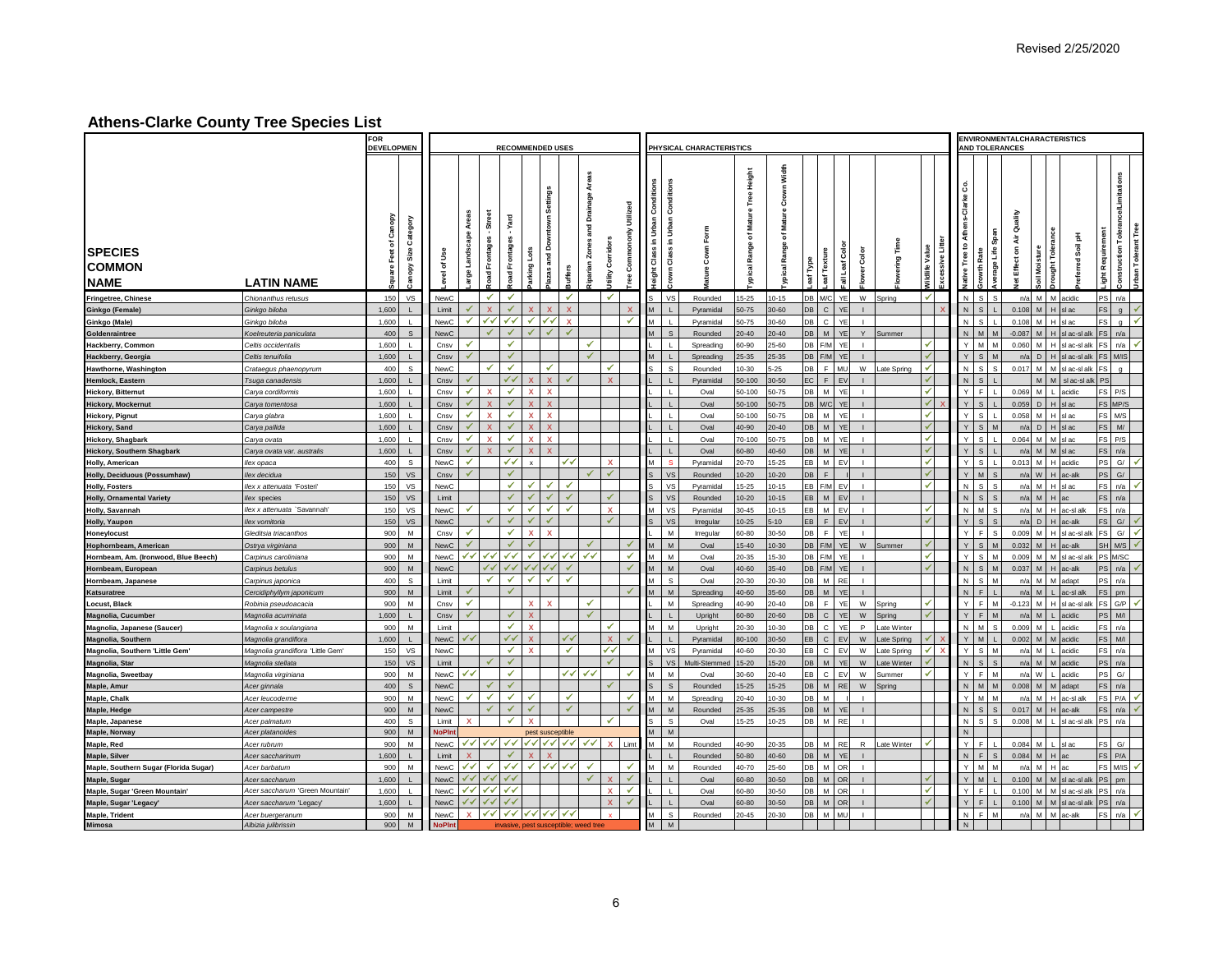# Athens-Clarke County Tree Species List

| SPECIES COMMON NAME | LATIN NAME | FOR DEVELOPMENT | | RECOMMENDED USES | | | | | | | | | | PHYSICAL CHARACTERISTICS | | | | | | | | | | | | ENVIRONMENTAL CHARACTERISTICS AND TOLERANCES | | | | | | | | | |
|---|---|---|---|---|---|---|---|---|---|---|---|---|---|---|---|---|---|---|---|---|---|---|---|---|---|---|---|---|---|---|---|---|---|---|---|
| | | Square Feet of Canopy | Canopy Size Category | Level of Use | Large Landscape Areas | Road Frontages - Street | Road Frontages - Yard | Parking Lots | Plazas and Downtown Settings | Buffers | Riparian Zones and Drainage Areas | Utility Corridors | Tree Commonly Utilized | Height Class in Urban Conditions | Crown Class in Urban Conditions | Mature Crown Form | Typical Range of Mature Tree Height | Typical Range of Mature Crown Width | Leaf Type | Leaf Texture | Fall Leaf Color | Flower Color | Flowering Time | Wildlife Value | Excessive Litter | Native Tree to Athens-Clarke Co. | Growth Rate | Average Life Span | Net Effect on Air Quality | Soil Moisture | Drought Tolerance | Preferred Soil pH | Light Requirement | Construction Tolerance/Limitations | Urban Tolerant Tree |
| **Fringetree, Chinese** | *Chionanthus retusus* | 150 | VS | NewC | | ✓ | ✓ | | | ✓ | | ✓ | | S | VS | Rounded | 15-25 | 10-15 | DB | M/C | YE | W | Spring | ✓ | | N | S | S | n/a | M | M | acidic | PS | n/a | |
| **Ginkgo (Female)** | *Ginkgo biloba* | 1,600 | L | Limit | ✓ | X | ✓ | X | X | X | | | X | M | L | Pyramidal | 50-75 | 30-60 | DB | C | YE | I | | | X | N | S | L | 0.108 | M | H | sl ac | FS | g | ✓ |
| **Ginkgo (Male)** | *Ginkgo biloba* | 1,600 | L | NewC | ✓ | ✓✓ | ✓✓ | ✓ | ✓✓ | X | | | ✓ | M | L | Pyramidal | 50-75 | 30-60 | DB | C | YE | I | | | | N | S | L | 0.108 | M | H | sl ac | FS | g | ✓ |
| **Goldenraintree** | *Koelreuteria paniculata* | 400 | S | NewC | | ✓ | ✓ | ✓ | ✓ | ✓ | | | | M | S | Rounded | 20-40 | 20-40 | DB | M | YE | Y | Summer | | | N | M | M | -0.087 | M | H | sl ac-sl alk | FS | n/a | |
| **Hackberry, Common** | *Celtis occidentalis* | 1,600 | L | Cnsv | ✓ | | ✓ | | | | ✓ | | | L | L | Spreading | 60-90 | 25-60 | DB | F/M | YE | I | | ✓ | | Y | M | M | 0.060 | M | H | sl ac-sl alk | FS | n/a | ✓ |
| **Hackberry, Georgia** | *Celtis tenuifolia* | 1,600 | L | Cnsv | ✓ | | ✓ | | | | ✓ | | | M | L | Spreading | 25-35 | 25-35 | DB | F/M | YE | I | | ✓ | | Y | S | M | n/a | D | H | sl ac-sl alk | FS | M/S | |
| **Hawthorne, Washington** | *Crataegus phaenopyrum* | 400 | S | NewC | | ✓ | ✓ | | ✓ | | | ✓ | | S | S | Rounded | 10-30 | 5-25 | DB | F | MU | W | Late Spring | ✓ | | N | S | S | 0.017 | M | M | sl ac-sl alk | FS | g | |
| **Hemlock, Eastern** | *Tsuga canadensis* | 1,600 | L | Cnsv | ✓ | | ✓✓ | X | X | ✓ | | X | | L | L | Pyramidal | 50-100 | 30-50 | EC | F | EV | I | | ✓ | | N | S | L | | M | M | sl ac-sl alk | PS | | |
| **Hickory, Bitternut** | *Carya cordiformis* | 1,600 | L | Cnsv | ✓ | X | ✓ | X | X | | | | | L | L | Oval | 50-100 | 50-75 | DB | M | YE | I | | ✓ | | Y | F | L | 0.069 | M | L | acidic | FS | P/S | |
| **Hickory, Mockernut** | *Carya tomentosa* | 1,600 | L | Cnsv | ✓ | X | ✓ | X | X | | | | | L | L | Oval | 50-100 | 50-75 | DB | M/C | YE | I | | ✓ | X | Y | S | L | 0.059 | D | H | sl ac | FS | MP/S | |
| **Hickory, Pignut** | *Carya glabra* | 1,600 | L | Cnsv | ✓ | X | ✓ | X | X | | | | | L | L | Oval | 50-100 | 50-75 | DB | M | YE | I | | ✓ | | Y | S | L | 0.058 | M | H | sl ac | FS | M/S | |
| **Hickory, Sand** | *Carya pallida* | 1,600 | L | Cnsv | ✓ | X | ✓ | X | X | | | | | L | L | Oval | 40-90 | 20-40 | DB | M | YE | I | | ✓ | | Y | S | M | n/a | D | H | sl ac | FS | M/ | |
| **Hickory, Shagbark** | *Carya ovata* | 1,600 | L | Cnsv | ✓ | X | ✓ | X | X | | | | | L | L | Oval | 70-100 | 50-75 | DB | M | YE | I | | ✓ | | Y | S | L | 0.064 | M | M | sl ac | FS | P/S | |
| **Hickory, Southern Shagbark** | *Carya ovata var. australis* | 1,600 | L | Cnsv | ✓ | X | ✓ | X | X | | | | | L | L | Oval | 60-80 | 40-60 | DB | M | YE | I | | ✓ | | Y | S | L | n/a | M | M | sl ac | FS | n/a | |
| **Holly, American** | *Ilex opaca* | 400 | S | NewC | ✓ | | ✓✓ | x | | ✓✓ | | X | | M | S | Pyramidal | 20-70 | 15-25 | EB | M | EV | I | | ✓ | | Y | S | L | 0.013 | M | H | sl acidic | PS | G/ | ✓ |
| **Holly, Deciduous (Possumhaw)** | *Ilex decidua* | 150 | VS | Cnsv | ✓ | | ✓ | | | | ✓ | ✓ | | S | VS | Rounded | 10-20 | 10-20 | DB | F | | I | | ✓ | | Y | M | S | n/a | W | H | ac-alk | PS | G/ | |
| **Holly, Fosters** | *Ilex x attenuata 'Fosteri'* | 150 | VS | NewC | | | ✓ | ✓ | ✓ | | | | | S | VS | Pyramidal | 15-25 | 10-15 | EB | F/M | EV | I | | ✓ | | N | S | S | n/a | M | H | sl ac | FS | n/a | ✓ |
| **Holly, Ornamental Variety** | *Ilex species* | 150 | VS | Limit | | | ✓ | ✓ | ✓ | ✓ | | ✓ | | S | VS | Rounded | 10-20 | 10-15 | EB | M | EV | I | | | | N | S | S | n/a | M | H | ac | FS | n/a | |
| **Holly, Savannah** | *Ilex x attenuata 'Savannah'* | 150 | VS | NewC | ✓ | | ✓ | ✓ | ✓ | ✓ | | X | | M | VS | Pyramidal | 30-45 | 10-15 | EB | M | EV | I | | ✓ | | N | M | S | n/a | M | H | ac-sl alk | FS | n/a | |
| **Holly, Yaupon** | *Ilex vomitoria* | 150 | VS | NewC | | ✓ | ✓ | ✓ | ✓ | | | ✓ | | S | VS | Irregular | 10-25 | 5-10 | EB | F | EV | I | | ✓ | | Y | S | S | n/a | D | H | ac-alk | FS | G/ | ✓ |
| **Honeylocust** | *Gleditsia triacanthos* | 900 | M | Cnsv | ✓ | | ✓ | X | X | | | | | L | M | Irregular | 60-80 | 30-50 | DB | F | YE | I | | | | Y | F | S | 0.009 | M | H | sl ac-sl alk | FS | G/ | ✓ |
| **Hophornbeam, American** | *Ostrya virginiana* | 900 | M | NewC | ✓ | | ✓ | ✓ | | | ✓ | | ✓ | M | M | Oval | 15-40 | 10-30 | DB | F/M | YE | W | Summer | ✓ | | Y | S | M | 0.032 | M | H | ac-alk | SH | M/S | ✓ |
| **Hornbeam, Am. (Ironwood, Blue Beech)** | *Carpinus caroliniana* | 900 | M | NewC | ✓✓ | ✓✓ | ✓ | ✓ | ✓✓ | ✓✓ | ✓✓ | | ✓ | M | M | Oval | 20-35 | 15-30 | DB | F/M | YE | I | | ✓ | | Y | S | M | 0.009 | M | M | sl ac-sl alk | PS | M/SC | |
| **Hornbeam, European** | *Carpinus betulus* | 900 | M | NewC | | ✓✓ | ✓✓ | ✓✓ | ✓✓ | ✓ | | | ✓ | M | M | Oval | 40-60 | 35-40 | DB | F/M | YE | I | | ✓ | | N | S | M | 0.037 | M | H | ac-alk | PS | n/a | ✓ |
| **Hornbeam, Japanese** | *Carpinus japonica* | 400 | S | Limit | | ✓ | ✓ | ✓ | ✓ | ✓ | | | | M | S | Oval | 20-30 | 20-30 | DB | M | RE | I | | | | N | S | M | n/a | M | M | adapt | PS | n/a | |
| **Katsuratree** | *Cercidiphyllum japonicum* | 900 | M | Limit | ✓ | | ✓ | | | | | | ✓ | M | M | Spreading | 40-60 | 35-60 | DB | M | YE | I | | | | N | F | L | n/a | M | L | ac-sl alk | FS | pm | |
| **Locust, Black** | *Robinia pseudoacacia* | 900 | M | Cnsv | ✓ | | | X | X | | ✓ | | | L | M | Spreading | 40-90 | 20-40 | DB | F | YE | W | Spring | ✓ | | Y | F | M | -0.123 | M | H | sl ac-sl alk | FS | G/P | ✓ |
| **Magnolia, Cucumber** | *Magnolia acuminata* | 1,600 | L | Cnsv | ✓ | | ✓ | X | | | ✓ | | | L | L | Upright | 60-80 | 20-60 | DB | C | YE | W | Spring | ✓ | | Y | F | M | n/a | M | L | acidic | PS | M/I | |
| **Magnolia, Japanese (Saucer)** | *Magnolia x soulangiana* | 900 | M | Limit | | | ✓ | X | | | | ✓ | | M | M | Upright | 20-30 | 10-30 | DB | C | YE | P | Late Winter | | | N | M | S | 0.009 | M | L | acidic | FS | n/a | |
| **Magnolia, Southern** | *Magnolia grandiflora* | 1,600 | L | NewC | ✓✓ | | ✓✓ | X | | ✓✓ | | X | ✓ | L | L | Pyramidal | 80-100 | 30-50 | EB | C | EV | W | Late Spring | ✓ | X | Y | M | L | 0.002 | M | M | acidic | FS | M/I | |
| **Magnolia, Southern 'Little Gem'** | *Magnolia grandiflora 'Little Gem'* | 150 | VS | NewC | | | ✓ | X | | ✓ | | ✓✓ | | M | VS | Pyramidal | 40-60 | 20-30 | EB | C | EV | W | Late Spring | ✓ | X | Y | S | M | n/a | M | L | acidic | FS | n/a | |
| **Magnolia, Star** | *Magnolia stellata* | 150 | VS | Limit | | ✓ | ✓ | | | | | ✓ | | S | VS | Multi-Stemmed | 15-20 | 15-20 | DB | M | YE | W | Late Winter | ✓ | | N | S | S | n/a | M | M | acidic | PS | n/a | |
| **Magnolia, Sweetbay** | *Magnolia virginiana* | 900 | M | NewC | ✓✓ | | ✓ | | | ✓✓ | ✓✓ | | ✓ | M | M | Oval | 30-60 | 20-30 | EB | C | EV | W | Summer | ✓ | | Y | F | M | n/a | W | L | acidic | PS | G/ | |
| **Maple, Amur** | *Acer ginnala* | 400 | S | NewC | | ✓ | ✓ | | | | | ✓ | | S | S | Rounded | 15-25 | 15-25 | DB | M | RE | W | Spring | | | N | M | M | 0.008 | M | M | adapt | FS | n/a | |
| **Maple, Chalk** | *Acer leucoderme* | 900 | M | NewC | ✓ | ✓ | ✓ | ✓ | | ✓ | | | ✓ | M | M | Spreading | 20-40 | 10-30 | DB | M | | I | | | | Y | M | M | n/a | M | H | ac-sl alk | FS | P/A | ✓ |
| **Maple, Hedge** | *Acer campestre* | 900 | M | NewC | | ✓ | ✓ | ✓ | | ✓ | | | ✓ | M | M | Rounded | 25-35 | 25-35 | DB | M | YE | I | | | | N | S | S | 0.017 | M | H | ac-alk | FS | n/a | ✓ |
| **Maple, Japanese** | *Acer palmatum* | 400 | S | Limit | X | | ✓ | X | | | | ✓ | | S | S | Oval | 15-25 | 10-25 | DB | M | RE | I | | | | N | S | S | 0.008 | M | L | sl ac-sl alk | PS | n/a | |
| **Maple, Norway** | *Acer platanoides* | 900 | M | NoPlnt | pest susceptible | | | | | | | | | M | M | | | | | | | | | | | N | | | | | | | | | |
| **Maple, Red** | *Acer rubrum* | 900 | M | NewC | ✓✓ | ✓✓ | ✓✓ | ✓✓ | ✓✓ | ✓✓ | ✓✓ | X | Limt | M | M | Rounded | 40-90 | 20-35 | DB | M | RE | R | Late Winter | ✓ | | Y | F | L | 0.084 | M | L | sl ac | FS | G/ | |
| **Maple, Silver** | *Acer saccharinum* | 1,600 | L | Limit | X | | ✓ | X | X | | | | | L | L | Rounded | 50-80 | 40-60 | DB | M | YE | I | | | | N | F | S | 0.084 | M | H | ac | FS | P/A | |
| **Maple, Southern Sugar (Florida Sugar)** | *Acer barbatum* | 900 | M | NewC | ✓✓ | ✓ | ✓✓ | ✓ | ✓✓ | ✓✓ | ✓ | | ✓ | M | M | Rounded | 40-70 | 25-60 | DB | M | OR | I | | | | Y | M | M | n/a | M | H | ac | FS | M/IS | ✓ |
| **Maple, Sugar** | *Acer saccharum* | 1,600 | L | NewC | ✓✓ | ✓✓ | ✓✓ | | | | ✓ | X | ✓ | L | L | Oval | 60-80 | 30-50 | DB | M | OR | I | | ✓ | | Y | M | L | 0.100 | M | M | sl ac-sl alk | PS | pm | |
| **Maple, Sugar 'Green Mountain'** | *Acer saccharum 'Green Mountain'* | 1,600 | L | NewC | ✓✓ | ✓✓ | ✓✓ | | | | | X | ✓ | L | L | Oval | 60-80 | 30-50 | DB | M | OR | I | | ✓ | | Y | F | L | 0.100 | M | M | sl ac-sl alk | PS | n/a | |
| **Maple, Sugar 'Legacy'** | *Acer saccharum 'Legacy'* | 1,600 | L | NewC | ✓✓ | ✓✓ | ✓✓ | | | | | X | ✓ | L | L | Oval | 60-80 | 30-50 | DB | M | OR | I | | ✓ | | Y | F | L | 0.100 | M | M | sl ac-sl alk | PS | n/a | |
| **Maple, Trident** | *Acer buergeranum* | 900 | M | NewC | X | ✓✓ | ✓✓ | ✓✓ | ✓✓ | ✓✓ | | x | | M | S | Rounded | 20-45 | 20-30 | DB | M | MU | I | | | | N | F | M | n/a | M | M | ac-alk | FS | n/a | ✓ |
| **Mimosa** | *Albizia julibrissin* | 900 | M | NoPlnt | invasive, pest susceptible; weed tree | | | | | | | | | M | M | | | | | | | | | | | N | | | | | | | | | |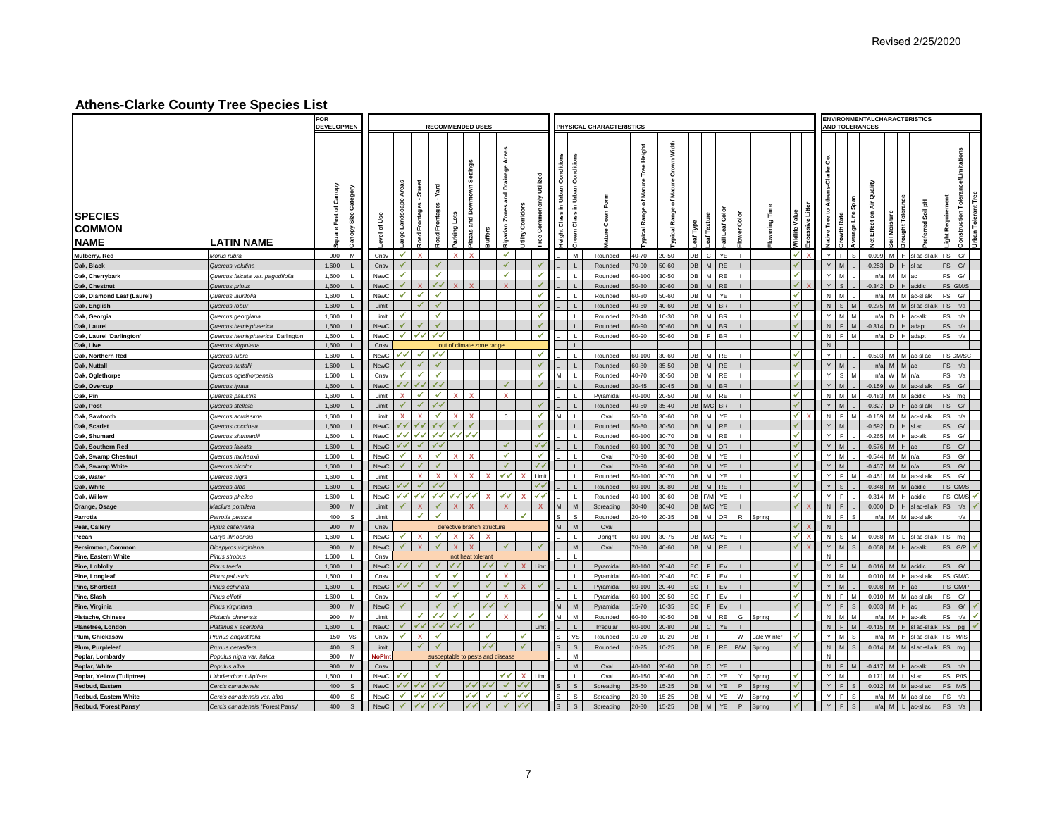# Athens-Clarke County Tree Species List

| SPECIES COMMON NAME | LATIN NAME | FOR DEVELOPMENT | | RECOMMENDED USES | | | | | | | | | | PHYSICAL CHARACTERISTICS | | | | | | | | | | | | ENVIRONMENTAL CHARACTERISTICS AND TOLERANCES | | | | | | | | | |
|---|---|---|---|---|---|---|---|---|---|---|---|---|---|---|---|---|---|---|---|---|---|---|---|---|---|---|---|---|---|---|---|---|---|---|---|
| | | Square Feet of Canopy | Canopy Size Category | Level of Use | Large Landscape Areas | Road Frontages - Street | Road Frontages - Yard | Parking Lots | Plazas and Downtown Settings | Buffers | Riparian Zones and Drainage Areas | Utility Corridors | Tree Commonly Utilized | Height Class in Urban Conditions | Crown Class in Urban Conditions | Mature Crown Form | Typical Range of Mature Tree Height | Typical Range of Mature Crown Width | Leaf Type | Leaf Texture | Fall Leaf Color | Flower Color | Flowering Time | Wildlife Value | Excessive Litter | Native Tree to Athens-Clarke Co. | Growth Rate | Average Life Span | Net Effect on Air Quality | Soil Moisture | Drought Tolerance | Preferred Soil pH | Light Requirement | Construction Tolerance/Limitations | Urban Tolerant Tree |
| **Mulberry, Red** | *Morus rubra* | 900 | M | Cnsv | ✓ | x | | x | x | | ✓ | | | L | M | Rounded | 40-70 | 20-50 | DB | C | YE | I | | ✓ | x | Y | F | S | 0.099 | M | H | sl ac-sl alk | FS | G/ | |
| **Oak, Black** | *Quercus velutina* | 1,600 | L | Cnsv | ✓ | | ✓ | | | | ✓ | | ✓ | L | L | Rounded | 70-90 | 50-60 | DB | M | RE | I | | ✓ | | Y | M | L | -0.253 | D | H | sl ac | FS | G/ | |
| **Oak, Cherrybark** | *Quercus falcata var. pagodifolia* | 1,600 | L | NewC | ✓ | | ✓ | | | | ✓ | | ✓ | L | L | Rounded | 60-100 | 30-50 | DB | M | RE | I | | ✓ | | Y | M | L | n/a | M | M | ac | FS | G/ | |
| **Oak, Chestnut** | *Quercus prinus* | 1,600 | L | NewC | ✓ | x | ✓✓ | x | x | | x | | ✓ | L | L | Rounded | 50-80 | 30-60 | DB | M | RE | I | | ✓ | x | Y | S | L | -0.342 | D | H | acidic | FS | GM/S | |
| **Oak, Diamond Leaf (Laurel)** | *Quercus laurifolia* | 1,600 | L | NewC | ✓ | ✓ | ✓ | | | | | | ✓ | L | L | Rounded | 60-80 | 50-60 | DB | M | YE | I | | ✓ | | N | M | L | n/a | M | M | ac-sl alk | FS | G/ | |
| **Oak, English** | *Quercus robur* | 1,600 | L | Limit | | ✓ | ✓ | | | | | | ✓ | L | L | Rounded | 40-60 | 40-60 | DB | M | BR | I | | ✓ | | N | S | M | -0.275 | M | M | sl ac-sl alk | FS | n/a | |
| **Oak, Georgia** | *Quercus georgiana* | 1,600 | L | Limit | ✓ | | ✓ | | | | | | ✓ | L | L | Rounded | 20-40 | 10-30 | DB | M | BR | I | | ✓ | | Y | M | M | n/a | D | H | ac-alk | FS | n/a | |
| **Oak, Laurel** | *Quercus hemisphaerica* | 1,600 | L | NewC | ✓ | ✓ | ✓ | | | | | | ✓ | L | L | Rounded | 60-90 | 50-60 | DB | M | BR | I | | ✓ | | N | F | M | -0.314 | D | H | adapt | FS | n/a | |
| **Oak, Laurel 'Darlington'** | *Quercus hemisphaerica 'Darlington'* | 1,600 | L | NewC | ✓ | ✓✓ | ✓✓ | | | | | | ✓ | L | L | Rounded | 60-90 | 50-60 | DB | F | BR | I | | ✓ | | N | F | M | n/a | D | H | adapt | FS | n/a | |
| **Oak, Live** | *Quercus virginiana* | 1,600 | L | Cnsv | | | | out of climate zone range | | | | | | L | L | | | | | | | | | | | N | | | | | | | | | |
| **Oak, Northern Red** | *Quercus rubra* | 1,600 | L | NewC | ✓✓ | ✓ | ✓✓ | | | | | | ✓ | L | L | Rounded | 60-100 | 30-60 | DB | M | RE | I | | ✓ | | Y | F | L | -0.503 | M | M | sl ac-sl ac | FS | GM/SC | |
| **Oak, Nuttall** | *Quercus nuttallii* | 1,600 | L | NewC | ✓ | ✓ | ✓ | | | | | | ✓ | L | L | Rounded | 60-80 | 35-50 | DB | M | RE | I | | ✓ | | Y | M | L | n/a | M | M | ac | FS | n/a | |
| **Oak, Oglethorpe** | *Quercus oglethorpensis* | 1,600 | L | Cnsv | ✓ | ✓ | ✓ | | | | | | ✓ | M | L | Rounded | 40-70 | 30-50 | DB | M | RE | I | | ✓ | | Y | S | M | n/a | W | M | n/a | FS | n/a | |
| **Oak, Overcup** | *Quercus lyrata* | 1,600 | L | NewC | ✓✓ | ✓✓ | ✓✓ | | | | ✓ | | ✓ | L | L | Rounded | 30-45 | 30-45 | DB | M | BR | I | | ✓ | | Y | M | L | -0.159 | W | M | ac-sl alk | FS | G/ | |
| **Oak, Pin** | *Quercus palustris* | 1,600 | L | Limit | x | ✓ | ✓ | x | x | | x | | | L | L | Rounded | 40-100 | 20-50 | DB | M | RE | I | | ✓ | | N | M | M | -0.483 | M | M | acidic | FS | mg | |
| **Oak, Post** | *Quercus stellata* | 1,600 | L | Limit | ✓ | ✓ | ✓✓ | | | | | | ✓ | L | L | Rounded | 40-50 | 35-40 | DB | M/C | BR | I | | ✓ | | Y | M | L | -0.327 | D | H | ac-sl alk | FS | G/ | |
| **Oak, Sawtooth** | *Quercus acutissima* | 1,600 | L | Limit | x | x | ✓ | x | x | | 0 | | ✓ | M | L | Oval | 50-60 | 30-60 | DB | M | YE | I | | ✓ | x | N | F | M | -0.159 | M | M | ac-sl alk | FS | n/a | |
| **Oak, Scarlet** | *Quercus coccinea* | 1,600 | L | NewC | ✓✓ | ✓✓ | ✓✓ | ✓ | ✓ | | | | ✓ | L | L | Rounded | 50-80 | 30-50 | DB | M | RE | I | | ✓ | | Y | M | L | -0.592 | D | H | sl ac | FS | G/ | |
| **Oak, Shumard** | *Quercus shumardii* | 1,600 | L | NewC | ✓✓ | ✓✓ | ✓✓ | ✓✓ | ✓✓ | | | | ✓ | L | L | Rounded | 60-100 | 30-70 | DB | M | RE | I | | ✓ | | Y | F | L | -0.265 | M | H | ac-alk | FS | G/ | |
| **Oak, Southern Red** | *Quercus falcata* | 1,600 | L | NewC | ✓✓ | ✓ | ✓✓ | | | | ✓ | | ✓✓ | L | L | Rounded | 60-100 | 30-70 | DB | M | OR | I | | ✓ | | Y | M | L | -0.576 | M | H | ac | FS | G/ | |
| **Oak, Swamp Chestnut** | *Quercus michauxii* | 1,600 | L | NewC | ✓ | x | ✓ | x | x | | ✓ | | ✓ | L | L | Oval | 70-90 | 30-60 | DB | M | YE | I | | ✓ | | Y | M | L | -0.544 | M | M | n/a | FS | G/ | |
| **Oak, Swamp White** | *Quercus bicolor* | 1,600 | L | NewC | ✓ | ✓ | ✓ | | | | ✓ | | ✓✓ | L | L | Oval | 70-90 | 30-60 | DB | M | YE | I | | ✓ | | Y | M | L | -0.457 | M | M | n/a | FS | G/ | |
| **Oak, Water** | *Quercus nigra* | 1,600 | L | Limit | | x | x | x | x | x | ✓✓ | x | Limit | L | L | Rounded | 50-100 | 30-70 | DB | M | YE | I | | ✓ | | Y | F | M | -0.451 | M | M | ac-sl alk | FS | G/ | |
| **Oak, White** | *Quercus alba* | 1,600 | L | NewC | ✓✓ | ✓ | ✓✓ | | | | | | ✓✓ | L | L | Rounded | 60-100 | 30-80 | DB | M | RE | I | | ✓ | | Y | S | L | -0.348 | M | M | acidic | FS | GM/S | |
| **Oak, Willow** | *Quercus phellos* | 1,600 | L | NewC | ✓✓ | ✓✓ | ✓✓ | ✓✓ | ✓✓ | x | ✓✓ | x | ✓✓ | L | L | Rounded | 40-100 | 30-60 | DB | F/M | YE | I | | ✓ | | Y | F | L | -0.314 | M | H | acidic | FS | GM/S | ✓ |
| **Orange, Osage** | *Maclura pomifera* | 900 | M | Limit | ✓ | x | ✓ | x | x | | x | | x | M | M | Spreading | 30-40 | 30-40 | DB | M/C | YE | I | | ✓ | x | N | F | L | 0.000 | D | H | sl ac-sl alk | FS | n/a | ✓ |
| **Parrotia** | *Parrotia persica* | 400 | S | Limit | | ✓ | ✓ | | | | | ✓ | | S | S | Rounded | 20-40 | 20-35 | DB | M | OR | R | Spring | | | N | F | S | n/a | M | M | ac-sl alk | | n/a | |
| **Pear, Callery** | *Pyrus calleryana* | 900 | M | Cnsv | | | | defective branch structure | | | | | | M | M | Oval | | | | | | | | ✓ | x | N | | | | | | | | | |
| **Pecan** | *Carya illinoensis* | 1,600 | L | NewC | ✓ | x | ✓ | x | x | x | | | | L | L | Upright | 60-100 | 30-75 | DB | M/C | YE | I | | ✓ | x | N | S | M | 0.088 | M | L | sl ac-sl alk | FS | mg | |
| **Persimmon, Common** | *Diospyros virginiana* | 900 | M | NewC | ✓ | x | ✓ | x | x | | ✓ | | ✓ | L | M | Oval | 70-80 | 40-60 | DB | M | RE | I | | ✓ | x | Y | M | S | 0.058 | M | H | ac-alk | FS | G/P | ✓ |
| **Pine, Eastern White** | *Pinus strobus* | 1,600 | L | Cnsv | | | | not heat tolerant | | | | | | L | L | | | | | | | | | | | N | | | | | | | | | |
| **Pine, Loblolly** | *Pinus taeda* | 1,600 | L | NewC | ✓✓ | ✓ | ✓ | ✓✓ | | ✓✓ | ✓ | x | Limt | L | L | Pyramidal | 80-100 | 20-40 | EC | F | EV | I | | ✓ | | Y | F | M | 0.016 | M | M | acidic | FS | G/ | |
| **Pine, Longleaf** | *Pinus palustris* | 1,600 | L | Cnsv | | | ✓ | ✓ | | ✓ | x | | | L | L | Pyramidal | 60-100 | 20-40 | EC | F | EV | I | | ✓ | | N | M | L | 0.010 | M | H | ac-sl alk | FS | GM/C | |
| **Pine, Shortleaf** | *Pinus echinata* | 1,600 | L | NewC | ✓✓ | ✓ | ✓ | ✓ | | ✓ | ✓ | x | ✓ | L | L | Pyramidal | 60-100 | 20-40 | EC | F | EV | I | | ✓ | | Y | M | L | 0.008 | M | H | ac | PS | GM/P | |
| **Pine, Slash** | *Pinus elliotii* | 1,600 | L | Cnsv | | | ✓ | ✓ | | ✓ | x | | | L | L | Pyramidal | 60-100 | 20-50 | EC | F | EV | I | | ✓ | | N | F | M | 0.010 | M | M | ac-sl alk | FS | G/ | |
| **Pine, Virginia** | *Pinus virginiana* | 900 | M | NewC | ✓ | | ✓ | ✓ | | ✓✓ | ✓ | | | M | M | Pyramidal | 15-70 | 10-35 | EC | F | EV | I | | ✓ | | Y | F | S | 0.003 | M | H | ac | FS | G/ | ✓ |
| **Pistache, Chinese** | *Pistacia chinensis* | 900 | M | Limit | | ✓ | ✓✓ | ✓ | ✓ | ✓ | x | | ✓ | M | M | Rounded | 60-80 | 40-50 | DB | M | RE | G | Spring | ✓ | | N | M | M | n/a | M | H | ac-alk | FS | n/a | ✓ |
| **Planetree, London** | *Platanus x acerifolia* | 1,600 | L | NewC | ✓ | ✓✓ | ✓✓ | ✓✓ | ✓ | | | | Limt | L | L | Irregular | 60-100 | 20-80 | DB | C | YE | I | | | | N | F | M | -0.415 | M | H | sl ac-sl alk | FS | pg | ✓ |
| **Plum, Chickasaw** | *Prunus angustifolia* | 150 | VS | Cnsv | ✓ | x | ✓ | | | ✓ | | ✓ | | S | VS | Rounded | 10-20 | 10-20 | DB | F | I | W | Late Winter | ✓ | | Y | M | S | n/a | M | H | sl ac-sl alk | FS | M/IS | |
| **Plum, Purpleleaf** | *Prunus cerasifera* | 400 | S | Limit | | ✓ | ✓ | | | ✓✓ | | ✓ | | S | S | Rounded | 10-25 | 10-25 | DB | F | RE | P/W | Spring | ✓ | | N | M | S | 0.014 | M | M | sl ac-sl alk | FS | mg | |
| **Poplar, Lombardy** | *Populus nigra var. italica* | 900 | M | NoPlnt | | | | susceptable to pests and disease | | | | | | L | M | | | | | | | | | | | N | | | | | | | | | |
| **Poplar, White** | *Populus alba* | 900 | M | Cnsv | | | ✓ | | | | | | | L | M | Oval | 40-100 | 20-60 | DB | C | YE | I | | | | N | F | M | -0.417 | M | H | ac-alk | FS | n/a | |
| **Poplar, Yellow (Tuliptree)** | *Liriodendron tulipifera* | 1,600 | L | NewC | ✓✓ | | ✓ | | | | ✓✓ | x | Limt | L | L | Oval | 80-150 | 30-60 | DB | C | YE | Y | Spring | ✓ | | Y | M | L | 0.171 | M | L | sl ac | FS | P/IS | |
| **Redbud, Eastern** | *Cercis canadensis* | 400 | S | NewC | ✓✓ | ✓✓ | ✓✓ | | ✓✓ | ✓ | ✓ | ✓✓ | | S | S | Spreading | 25-50 | 15-25 | DB | M | YE | P | Spring | ✓ | | Y | F | S | 0.012 | M | M | ac-sl ac | PS | M/S | |
| **Redbud, Eastern White** | *Cercis canadensis var. alba* | 400 | S | NewC | ✓ | ✓✓ | ✓✓ | | ✓✓ | ✓ | ✓ | ✓✓ | | S | S | Spreading | 20-30 | 15-25 | DB | M | YE | W | Spring | ✓ | | Y | F | S | n/a | M | M | ac-sl ac | PS | n/a | |
| **Redbud, 'Forest Pansy'** | *Cercis canadensis 'Forest Pansy'* | 400 | S | NewC | ✓ | ✓✓ | ✓✓ | | ✓✓ | ✓ | ✓ | ✓✓ | | S | S | Spreading | 20-30 | 15-25 | DB | M | YE | P | Spring | ✓ | | Y | F | S | n/a | M | L | ac-sl ac | PS | n/a | |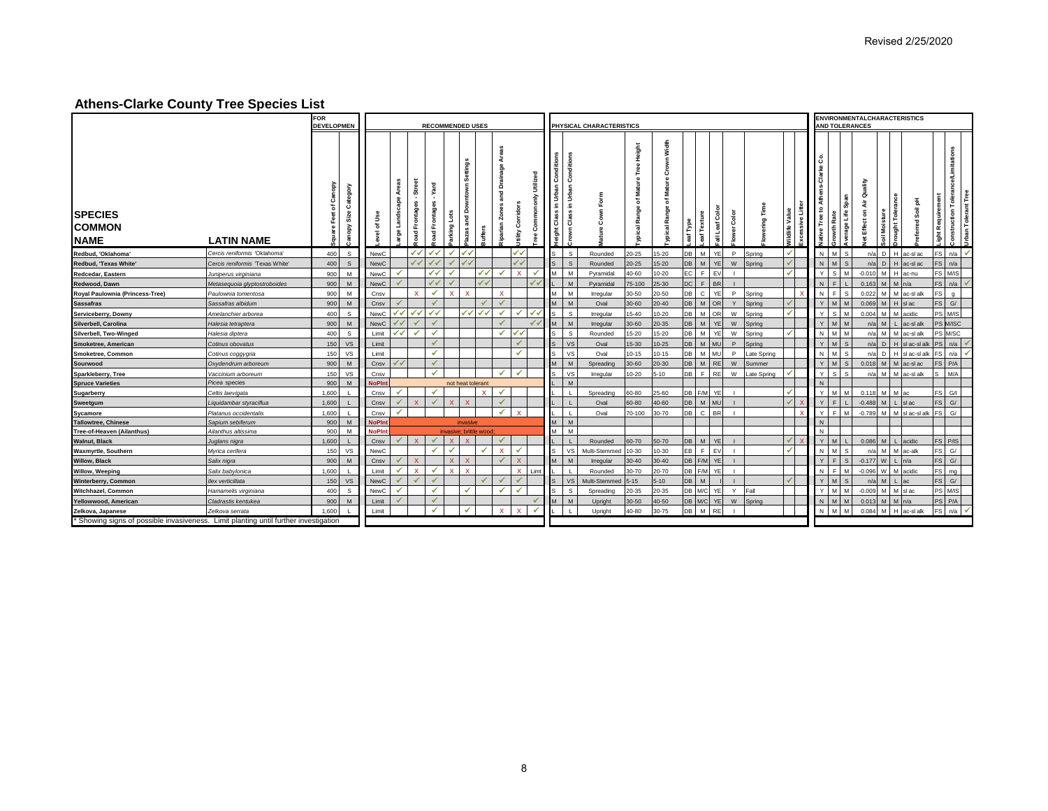# Athens-Clarke County Tree Species List

| | | FOR DEVELOPMENT | | RECOMMENDED USES | | | | | | | | | | PHYSICAL CHARACTERISTICS | | | | | | | | | | | | ENVIRONMENTAL CHARACTERISTICS AND TOLERANCES | | | | | | | | | |
|---|---|---|---|---|---|---|---|---|---|---|---|---|---|---|---|---|---|---|---|---|---|---|---|---|---|---|---|---|---|---|---|---|---|---|---|
| **SPECIES COMMON NAME** | **LATIN NAME** | Square Feet of Canopy | Canopy Size Category | Level of Use | Large Landscape Areas | Road Frontages - Street | Road Frontages - Yard | Parking Lots | Plazas and Downtown Settings | Buffers | Riparian Zones and Drainage Areas | Utility Corridors | Tree Commonly Utilized | Height Class in Urban Conditions | Crown Class in Urban Conditions | Mature Crown Form | Typical Range of Mature Tree Height | Typical Range of Mature Crown Width | Leaf Type | Leaf Texture | Fall Leaf Color | Flower Color | Flowering Time | Wildlife Value | Excessive Litter | Native Tree to Athens-Clarke Co. | Growth Rate | Average Life Span | Net Effect on Air Quality | Soil Moisture | Drought Tolerance | Preferred Soil pH | Light Requirement | Construction Tolerance/Limitations | Urban Tolerant Tree |
| **Redbud, 'Oklahoma'** | *Cercis reniformis 'Oklahoma'* | 400 | S | NewC | | ✓✓ | ✓✓ | ✓ | ✓✓ | | | ✓✓ | | S | S | Rounded | 20-25 | 15-20 | DB | M | YE | P | Spring | ✓ | | N | M | S | n/a | D | H | ac-sl ac | FS | n/a | ✓ |
| **Redbud, 'Texas White'** | *Cercis reniformis 'Texas White'* | 400 | S | NewC | | ✓✓ | ✓✓ | ✓ | ✓✓ | | | ✓✓ | | S | S | Rounded | 20-25 | 15-20 | DB | M | YE | W | Spring | ✓ | | N | M | S | n/a | D | H | ac-sl ac | FS | n/a | |
| **Redcedar, Eastern** | *Juniperus virginiana* | 900 | M | NewC | ✓ | | ✓✓ | ✓ | | ✓✓ | ✓ | X | ✓ | M | M | Pyramidal | 40-60 | 10-20 | EC | F | EV | I | | ✓ | | Y | S | M | -0.010 | M | H | ac-nu | FS | M/IS | |
| **Redwood, Dawn** | *Metasequoia glyptostroboides* | 900 | M | NewC | ✓ | | ✓✓ | ✓ | | ✓✓ | | | ✓✓ | L | M | Pyramidal | 75-100 | 25-30 | DC | F | BR | I | | | | N | F | L | 0.163 | M | M | n/a | FS | n/a | ✓ |
| **Royal Paulownia (Princess-Tree)** | *Paulownia tomentosa* | 900 | M | Cnsv | | X | ✓ | X | X | | X | | | M | M | Irregular | 30-50 | 20-50 | DB | C | YE | P | Spring | | X | N | F | S | 0.022 | M | M | ac-sl alk | FS | g | |
| **Sassafras** | *Sassafras albidum* | 900 | M | Cnsv | ✓ | | ✓ | | | ✓ | ✓ | | | M | M | Oval | 30-60 | 20-40 | DB | M | OR | Y | Spring | ✓ | | Y | M | M | 0.069 | M | H | sl ac | FS | G/ | |
| **Serviceberry, Downy** | *Amelanchier arborea* | 400 | S | NewC | ✓✓ | ✓✓ | ✓✓ | | ✓✓ | ✓✓ | ✓ | ✓ | ✓✓ | S | S | Irregular | 15-40 | 10-20 | DB | M | OR | W | Spring | ✓ | | Y | S | M | 0.004 | M | M | acidic | PS | M/IS | |
| **Silverbell, Carolina** | *Halesia tetraptera* | 900 | M | NewC | ✓✓ | ✓ | ✓ | | | | ✓ | | ✓✓ | M | M | Irregular | 30-60 | 20-35 | DB | M | YE | W | Spring | | | Y | M | M | n/a | M | L | ac-sl alk | PS | M/ISC | |
| **Silverbell, Two-Winged** | *Halesia diptera* | 400 | S | Limit | ✓✓ | ✓ | ✓ | | | | ✓ | ✓✓ | | S | S | Rounded | 15-20 | 15-20 | DB | M | YE | W | Spring | ✓ | | N | M | M | n/a | M | M | ac-sl alk | PS | M/SC | |
| **Smoketree, American** | *Cotinus obovatus* | 150 | VS | Limit | | | ✓ | | | | | ✓ | | S | VS | Oval | 15-30 | 10-25 | DB | M | MU | P | Spring | | | Y | M | S | n/a | D | H | sl ac-sl alk | PS | n/a | ✓ |
| **Smoketree, Common** | *Cotinus coggygria* | 150 | VS | Limit | | | ✓ | | | | | ✓ | | S | VS | Oval | 10-15 | 10-15 | DB | M | MU | P | Late Spring | | | N | M | S | n/a | D | H | sl ac-sl alk | FS | n/a | ✓ |
| **Sourwood** | *Oxydendrum arboreum* | 900 | M | Cnsv | ✓✓ | | ✓ | | | | | | | M | M | Spreading | 30-60 | 20-30 | DB | M | RE | W | Summer | | | Y | M | S | 0.018 | M | M | ac-sl ac | FS | P/A | |
| **Sparkleberry, Tree** | *Vaccinium arboreum* | 150 | VS | Cnsv | | | ✓ | | | | ✓ | ✓ | | S | VS | Irregular | 10-20 | 5-10 | DB | F | RE | W | Late Spring | ✓ | | Y | S | S | n/a | M | M | ac-sl alk | S | M/A | |
| **Spruce Varieties** | *Picea species* | 900 | M | NoPlnt | not heat tolerant | | | | | | | | | L | M | | | | | | | | | | | N | | | | | | | | | |
| **Sugarberry** | *Celtis laevigata* | 1,600 | L | Cnsv | ✓ | | ✓ | | | X | ✓ | | | L | L | Spreading | 60-80 | 25-60 | DB | F/M | YE | I | | ✓ | | Y | M | M | 0.118 | M | M | ac | FS | G/I | |
| **Sweetgum** | *Liquidambar styraciflua* | 1,600 | L | Cnsv | ✓ | X | ✓ | X | X | | ✓ | | | L | L | Oval | 60-80 | 40-60 | DB | M | MU | I | | ✓ | X | Y | F | L | -0.488 | M | L | sl ac | FS | G/ | |
| **Sycamore** | *Platanus occidentalis* | 1,600 | L | Cnsv | ✓ | | | | | | ✓ | X | | L | L | Oval | 70-100 | 30-70 | DB | C | BR | I | | | X | Y | F | M | -0.789 | M | M | sl ac-sl alk | FS | G/ | |
| **Tallowtree, Chinese** | *Sapium sebiferum* | 900 | M | NoPlnt | invasive | | | | | | | | | M | M | | | | | | | | | | | N | | | | | | | | | |
| **Tree-of-Heaven (Ailanthus)** | *Ailanthus altissima* | 900 | M | NoPlnt | invasive; brittle wood; | | | | | | | | | M | M | | | | | | | | | | | N | | | | | | | | | |
| **Walnut, Black** | *Juglans nigra* | 1,600 | L | Cnsv | ✓ | X | ✓ | X | X | | ✓ | | | L | L | Rounded | 60-70 | 50-70 | DB | M | YE | I | | ✓ | X | Y | M | L | 0.086 | M | L | acidic | FS | P/IS | |
| **Waxmyrtle, Southern** | *Myrica cerifera* | 150 | VS | NewC | | | ✓ | ✓ | | ✓ | X | ✓ | | S | VS | Multi-Stemmed | 10-30 | 10-30 | EB | F | EV | I | | ✓ | | N | M | S | n/a | M | M | ac-alk | FS | G/ | |
| **Willow, Black** | *Salix nigra* | 900 | M | Cnsv | ✓ | X | | X | X | | ✓ | X | | M | M | Irregular | 30-40 | 30-40 | DB | F/M | YE | I | | | | Y | F | S | -0.177 | W | L | n/a | FS | G/ | |
| **Willow, Weeping** | *Salix babylonica* | 1,600 | L | Limit | ✓ | X | ✓ | X | X | | | X | Limt | L | L | Rounded | 30-70 | 20-70 | DB | F/M | YE | I | | | | N | F | M | -0.096 | W | M | acidic | FS | mg | |
| **Winterberry, Common** | *Ilex verticillata* | 150 | VS | NewC | ✓ | ✓ | ✓ | | | ✓ | ✓ | ✓ | | S | VS | Multi-Stemmed | 5-15 | 5-10 | DB | M | | I | | ✓ | | Y | M | S | n/a | M | L | ac | FS | G/ | |
| **Witchhazel, Common** | *Hamamelis virginiana* | 400 | S | NewC | ✓ | | ✓ | | ✓ | | ✓ | ✓ | | S | S | Spreading | 20-35 | 20-35 | DB | M/C | YE | Y | Fall | | | Y | M | M | -0.009 | M | M | sl ac | PS | M/IS | |
| **Yellowwood, American** | *Cladrastis kentukea* | 900 | M | Limit | ✓ | | ✓ | | | | | | ✓ | M | M | Upright | 30-50 | 40-50 | DB | M/C | YE | W | Spring | | | N | M | M | 0.013 | M | M | n/a | PS | P/A | |
| **Zelkova, Japanese** | *Zelkova serrata* | 1,600 | L | Limit | | | ✓ | | ✓ | | X | X | ✓ | L | L | Upright | 40-80 | 30-75 | DB | M | RE | I | | | | N | M | M | 0.084 | M | H | ac-sl alk | FS | n/a | ✓ |

* Showing signs of possible invasiveness. Limit planting until further investigation